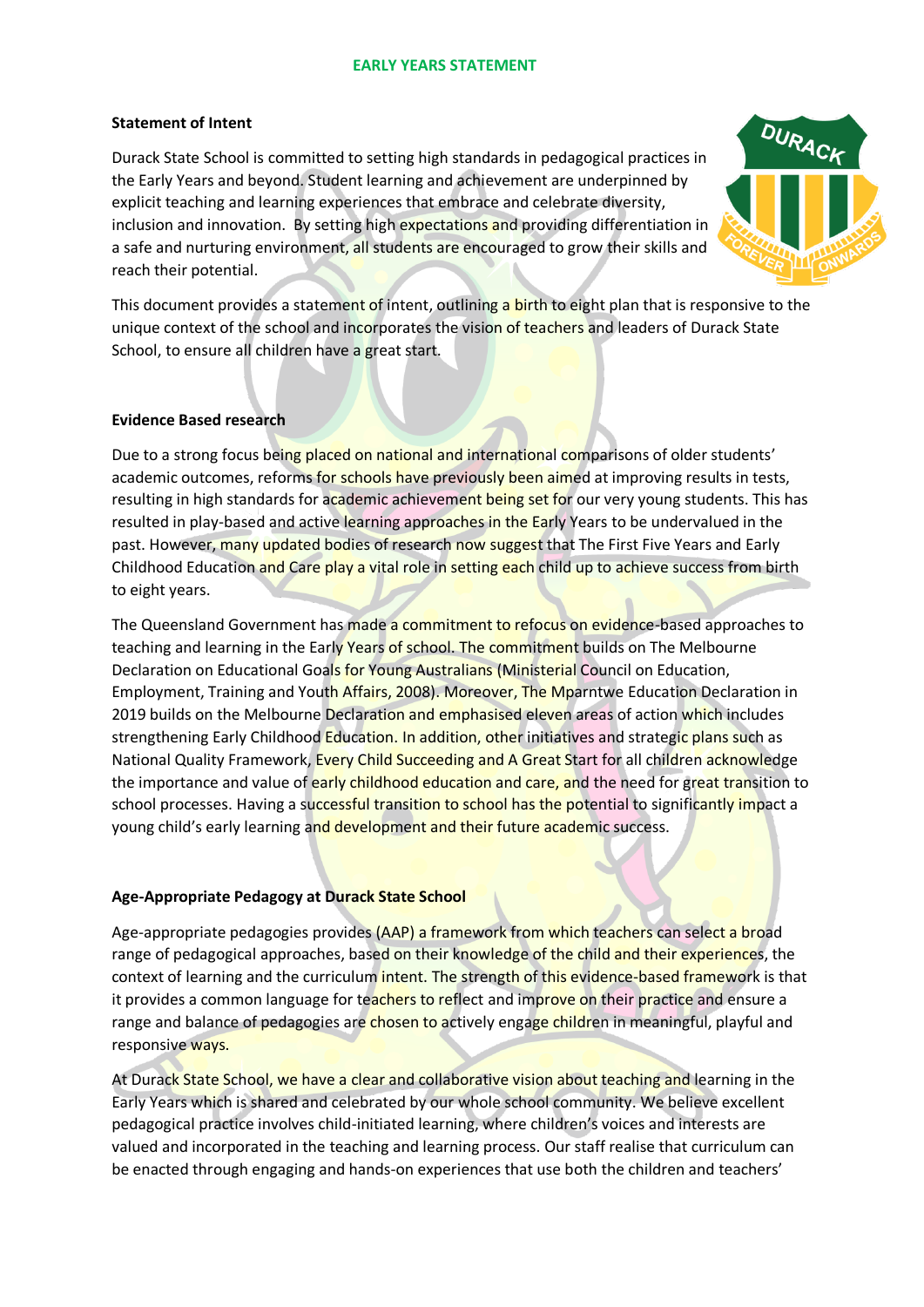## EARLY YEARS STATEMENT

### Statement of Intent

Durack State School is committed to setting high standards in pedagogical practices in the Early Years and beyond. Student learning and achievement are underpinned by explicit teaching and learning experiences that embrace and celebrate diversity, inclusion and innovation. By setting high expectations and providing differentiation in a safe and nurturing environment, all students are encouraged to grow their skills and reach their potential.

This document provides a statement of intent, outlining a birth to eight plan that is responsive to the unique context of the school and incorporates the vision of teachers and leaders of Durack State School, to ensure all children have a great start.

### Evidence Based research

Due to a strong focus being placed on national and international comparisons of older students' academic outcomes, reforms for schools have previously been aimed at improving results in tests, resulting in high standards for academic achievement being set for our very young students. This has resulted in play-based and active learning approaches in the Early Years to be undervalued in the past. However, many updated bodies of research now suggest that The First Five Years and Early Childhood Education and Care play a vital role in setting each child up to achieve success from birth to eight years.

The Queensland Government has made a commitment to refocus on evidence-based approaches to teaching and learning in the Early Years of school. The commitment builds on The Melbourne Declaration on Educational Goals for Young Australians (Ministerial Council on Education, Employment, Training and Youth Affairs, 2008). Moreover, The Mparntwe Education Declaration in 2019 builds on the Melbourne Declaration and emphasised eleven areas of action which includes strengthening Early Childhood Education. In addition, other initiatives and strategic plans such as National Quality Framework, Every Child Succeeding and A Great Start for all children acknowledge the importance and value of early childhood education and care, and the need for great transition to school processes. Having a successful transition to school has the potential to significantly impact a young child's early learning and development and their future academic success.

### Age-Appropriate Pedagogy at Durack State School

Age-appropriate pedagogies provides (AAP) a framework from which teachers can select a broad range of pedagogical approaches, based on their knowledge of the child and their experiences, the context of learning and the curriculum intent. The strength of this evidence-based framework is that it provides a common language for teachers to reflect and improve on their practice and ensure a range and balance of pedagogies are chosen to actively engage children in meaningful, playful and responsive ways.

At Durack State School, we have a clear and collaborative vision about teaching and learning in the Early Years which is shared and celebrated by our whole school community. We believe excellent pedagogical practice involves child-initiated learning, where children's voices and interests are valued and incorporated in the teaching and learning process. Our staff realise that curriculum can be enacted through engaging and hands-on experiences that use both the children and teachers'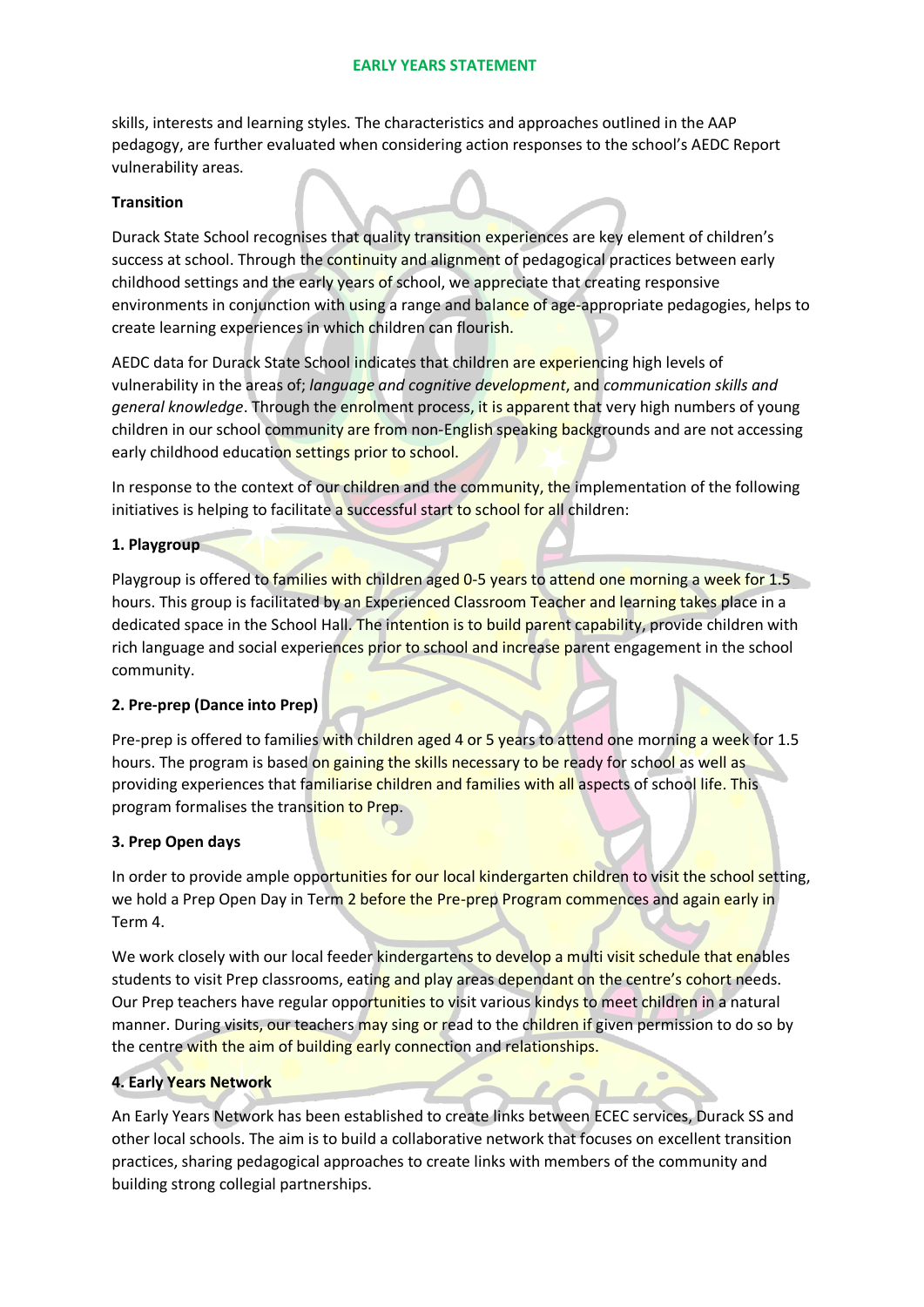skills, interests and learning styles. The characteristics and approaches outlined in the AAP pedagogy, are further evaluated when considering action responses to the school's AEDC Report vulnerability areas.

**Transition**

Durack State School recognises that quality transition experiences are key element of children's success at school. Through the continuity and alignment of pedagogical practices between early childhood settings and the early years of school, we appreciate that creating responsive environments in conjunction with using a range and balance of age-appropriate pedagogies, helps to create learning experiences in which children can flourish.

AEDC data for Durack State School indicates that children are experiencing high levels of vulnerability in the areas of; *language and cognitive development*, and *communication skills and general knowledge*. Through the enrolment process, it is apparent that very high numbers of young children in our school community are from non-English speaking backgrounds and are not accessing early childhood education settings prior to school.

In response to the context of our children and the community, the implementation of the following initiatives is helping to facilitate a successful start to school for all children:

**1. Playgroup**

Playgroup is offered to families with children aged 0-5 years to attend one morning a week for 1.5 hours. This group is facilitated by an Experienced Classroom Teacher and learning takes place in a dedicated space in the School Hall. The intention is to build parent capability, provide children with rich language and social experiences prior to school and increase parent engagement in the school community.

**2. Pre-prep (Dance into Prep)**

Pre-prep is offered to families with children aged 4 or 5 years to attend one morning a week for 1.5 hours. The program is based on gaining the skills necessary to be ready for school as well as providing experiences that familiarise children and families with all aspects of school life. This program formalises the transition to Prep.

**3. Prep Open days**

In order to provide ample opportunities for our local kindergarten children to visit the school setting, we hold a Prep Open Day in Term 2 before the Pre-prep Program commences and again early in Term 4.

We work closely with our local feeder kindergartens to develop a multi visit schedule that enables students to visit Prep classrooms, eating and play areas dependant on the centre's cohort needs. Our Prep teachers have regular opportunities to visit various kindys to meet children in a natural manner. During visits, our teachers may sing or read to the children if given permission to do so by the centre with the aim of building early connection and relationships.

**4. Early Years Network**

An Early Years Network has been established to create links between ECEC services, Durack SS and other local schools. The aim is to build a collaborative network that focuses on excellent transition practices, sharing pedagogical approaches to create links with members of the community and building strong collegial partnerships.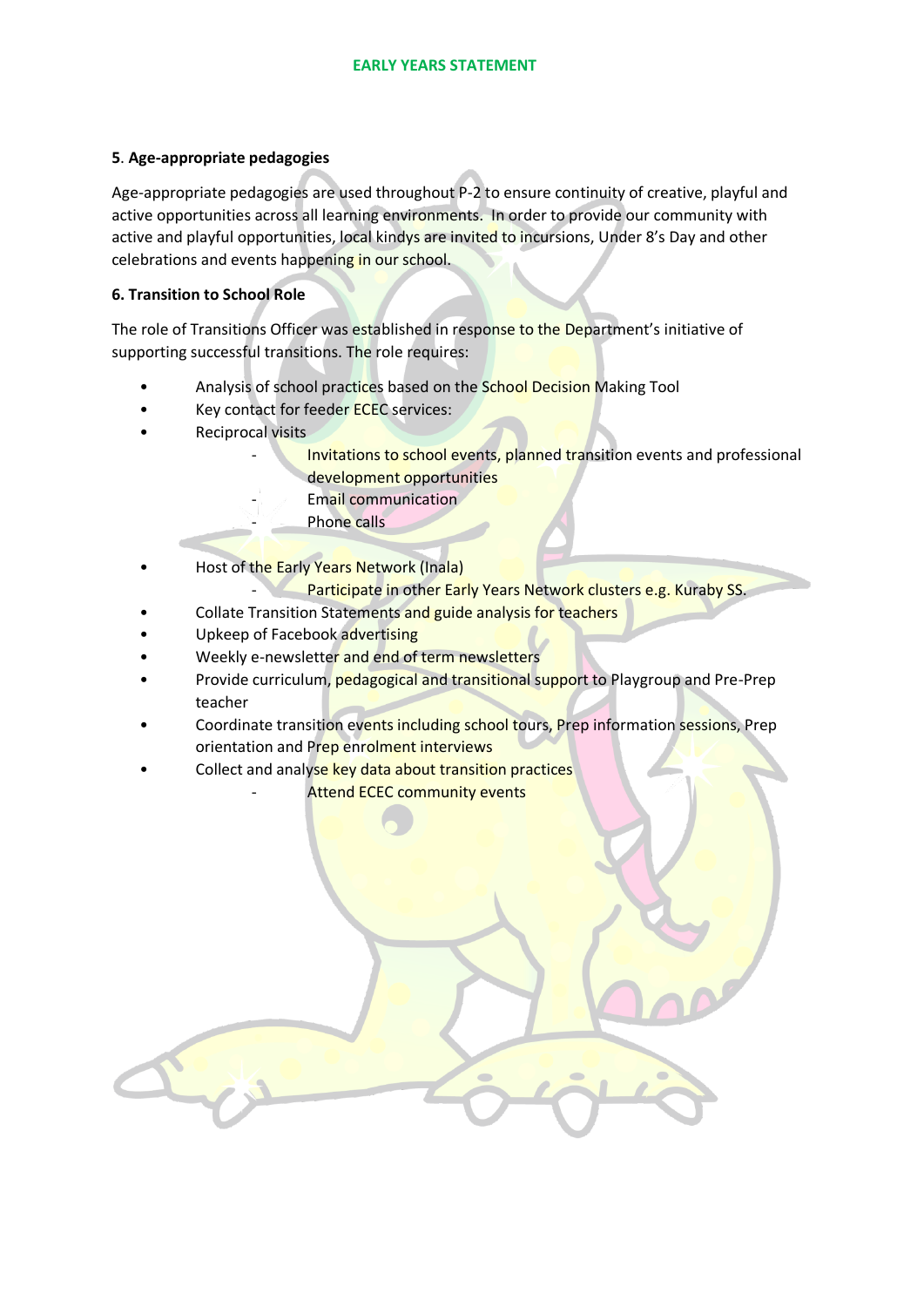**5. Age-appropriate pedagogies**

Age-appropriate pedagogies are used throughout P-2 to ensure continuity of creative, playful and active opportunities across all learning environments. In order to provide our community with active and playful opportunities, local kindys are invited to incursions, Under 8's Day and other celebrations and events happening in our school.

**6. Transition to School Role**

The role of Transitions Officer was established in response to the Department's initiative of supporting successful transitions. The role requires:

- Analysis of school practices based on the School Decision Making Tool
- Key contact for feeder ECEC services:
- Reciprocal visits
    - Invitations to school events, planned transition events and professional development opportunities
    - Email communication
    - Phone calls
- Host of the Early Years Network (Inala)
    - Participate in other Early Years Network clusters e.g. Kuraby SS.
- Collate Transition Statements and guide analysis for teachers
- Upkeep of Facebook advertising
- Weekly e-newsletter and end of term newsletters
- Provide curriculum, pedagogical and transitional support to Playgroup and Pre-Prep teacher
- Coordinate transition events including school tours, Prep information sessions, Prep orientation and Prep enrolment interviews
- Collect and analyse key data about transition practices
    - Attend ECEC community events